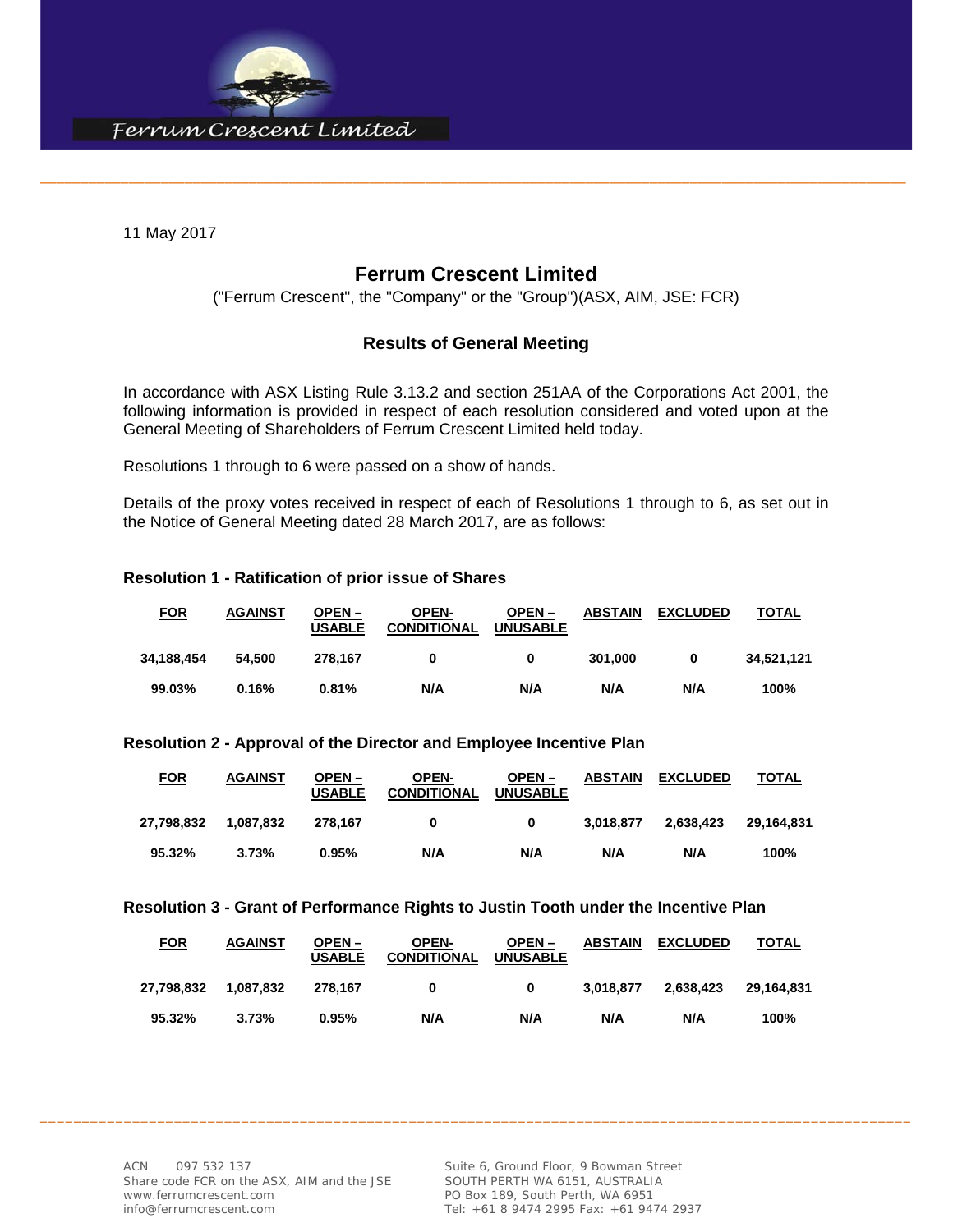11 May 2017

# Ferrum Crescent Limited

("Ferrum Crescent", the "Company" or the "Group")(ASX, AIM, JSE: FCR)

## Results of General Meeting

In accordance with ASX Listing Rule 3.13.2 and section 251AA of the Corporations Act 2001, the following information is provided in respect of each resolution considered and voted upon at the General Meeting of Shareholders of Ferrum Crescent Limited held today.

Resolutions 1 through to 6 were passed on a show of hands.

Details of the proxy votes received in respect of each of Resolutions 1 through to 6, as set out in the Notice of General Meeting dated 28 March 2017, are as follows:

### Resolution 1 - Ratification of prior issue of Shares

| FOR | AGAINST | OPEN – USABLE | OPEN-CONDITIONAL | OPEN – UNUSABLE | ABSTAIN | EXCLUDED | TOTAL |
|---|---|---|---|---|---|---|---|
| 34,188,454 | 54,500 | 278,167 | 0 | 0 | 301,000 | 0 | 34,521,121 |
| 99.03% | 0.16% | 0.81% | N/A | N/A | N/A | N/A | 100% |

### Resolution 2 - Approval of the Director and Employee Incentive Plan

| FOR | AGAINST | OPEN – USABLE | OPEN-CONDITIONAL | OPEN – UNUSABLE | ABSTAIN | EXCLUDED | TOTAL |
|---|---|---|---|---|---|---|---|
| 27,798,832 | 1,087,832 | 278,167 | 0 | 0 | 3,018,877 | 2,638,423 | 29,164,831 |
| 95.32% | 3.73% | 0.95% | N/A | N/A | N/A | N/A | 100% |

### Resolution 3 - Grant of Performance Rights to Justin Tooth under the Incentive Plan

| FOR | AGAINST | OPEN – USABLE | OPEN-CONDITIONAL | OPEN – UNUSABLE | ABSTAIN | EXCLUDED | TOTAL |
|---|---|---|---|---|---|---|---|
| 27,798,832 | 1,087,832 | 278,167 | 0 | 0 | 3,018,877 | 2,638,423 | 29,164,831 |
| 95.32% | 3.73% | 0.95% | N/A | N/A | N/A | N/A | 100% |

ACN 097 532 137
Share code FCR on the ASX, AIM and the JSE
www.ferrumcrescent.com
info@ferrumcrescent.com

Suite 6, Ground Floor, 9 Bowman Street
SOUTH PERTH WA 6151, AUSTRALIA
PO Box 189, South Perth, WA 6951
Tel: +61 8 9474 2995 Fax: +61 9474 2937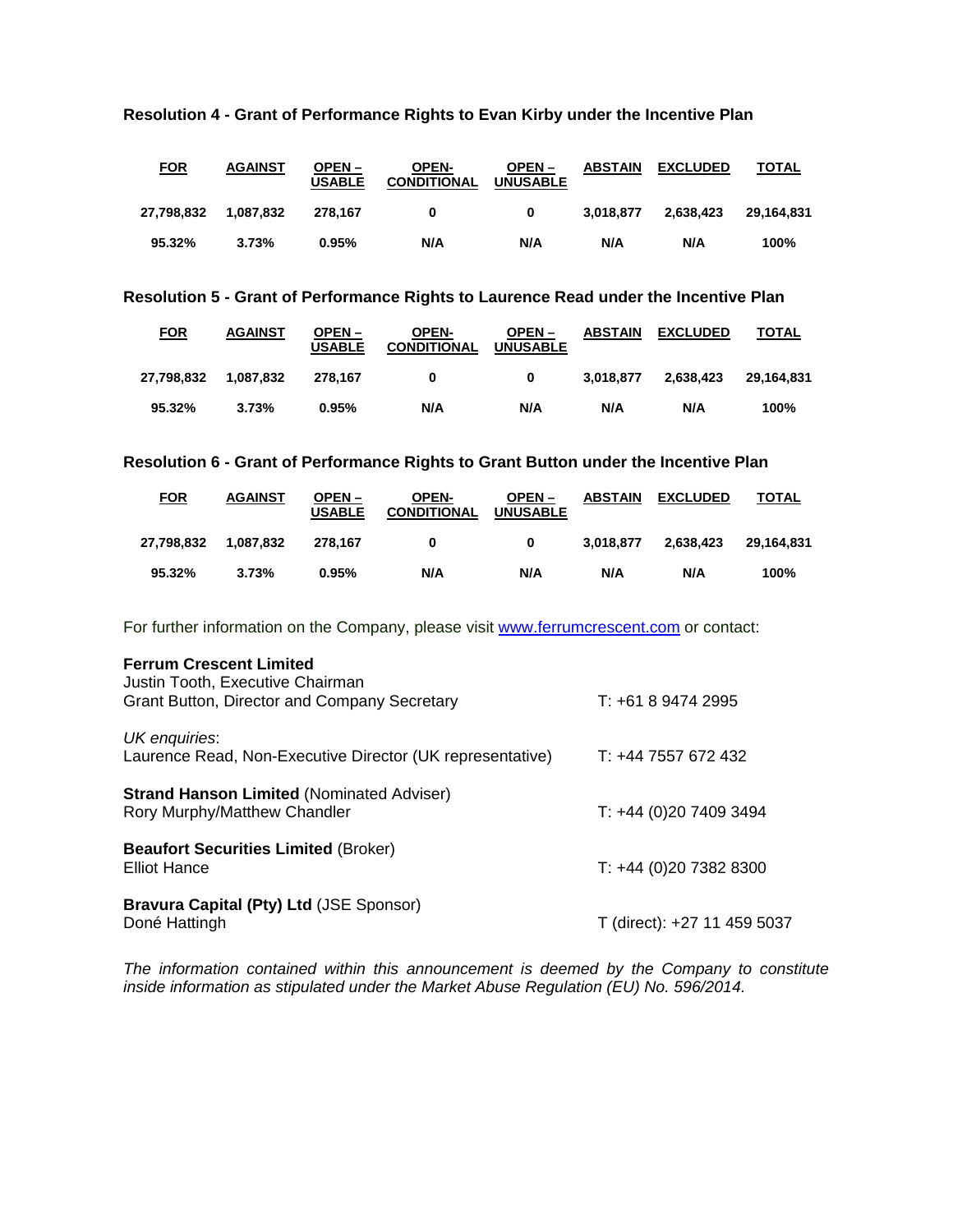**Resolution 4 - Grant of Performance Rights to Evan Kirby under the Incentive Plan**

| FOR | AGAINST | OPEN – USABLE | OPEN-CONDITIONAL | OPEN – UNUSABLE | ABSTAIN | EXCLUDED | TOTAL |
|---|---|---|---|---|---|---|---|
| 27,798,832 | 1,087,832 | 278,167 | 0 | 0 | 3,018,877 | 2,638,423 | 29,164,831 |
| 95.32% | 3.73% | 0.95% | N/A | N/A | N/A | N/A | 100% |

**Resolution 5 - Grant of Performance Rights to Laurence Read under the Incentive Plan**

| FOR | AGAINST | OPEN – USABLE | OPEN-CONDITIONAL | OPEN – UNUSABLE | ABSTAIN | EXCLUDED | TOTAL |
|---|---|---|---|---|---|---|---|
| 27,798,832 | 1,087,832 | 278,167 | 0 | 0 | 3,018,877 | 2,638,423 | 29,164,831 |
| 95.32% | 3.73% | 0.95% | N/A | N/A | N/A | N/A | 100% |

**Resolution 6 - Grant of Performance Rights to Grant Button under the Incentive Plan**

| FOR | AGAINST | OPEN – USABLE | OPEN-CONDITIONAL | OPEN – UNUSABLE | ABSTAIN | EXCLUDED | TOTAL |
|---|---|---|---|---|---|---|---|
| 27,798,832 | 1,087,832 | 278,167 | 0 | 0 | 3,018,877 | 2,638,423 | 29,164,831 |
| 95.32% | 3.73% | 0.95% | N/A | N/A | N/A | N/A | 100% |

For further information on the Company, please visit www.ferrumcrescent.com or contact:

**Ferrum Crescent Limited**
Justin Tooth, Executive Chairman
Grant Button, Director and Company Secretary — T: +61 8 9474 2995

*UK enquiries*:
Laurence Read, Non-Executive Director (UK representative) — T: +44 7557 672 432

**Strand Hanson Limited** (Nominated Adviser)
Rory Murphy/Matthew Chandler — T: +44 (0)20 7409 3494

**Beaufort Securities Limited** (Broker)
Elliot Hance — T: +44 (0)20 7382 8300

**Bravura Capital (Pty) Ltd** (JSE Sponsor)
Doné Hattingh — T (direct): +27 11 459 5037

*The information contained within this announcement is deemed by the Company to constitute inside information as stipulated under the Market Abuse Regulation (EU) No. 596/2014.*